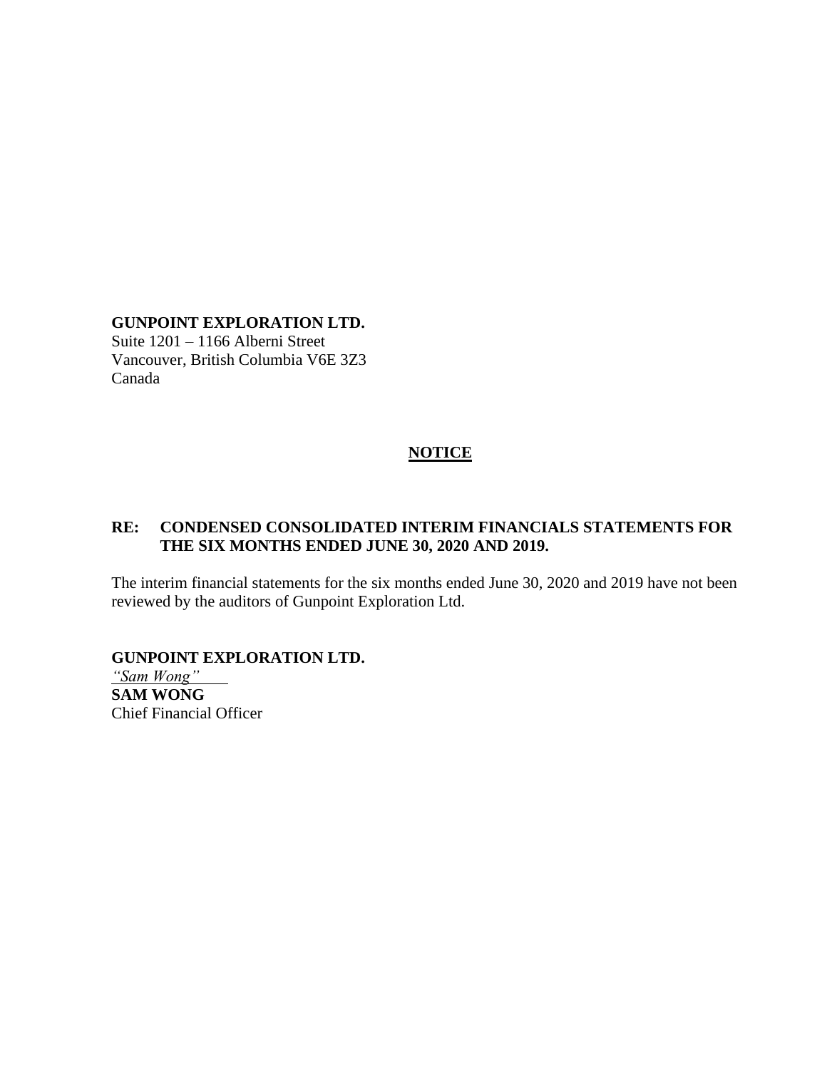**GUNPOINT EXPLORATION LTD.**
Suite 1201 – 1166 Alberni Street
Vancouver, British Columbia V6E 3Z3
Canada

## NOTICE

**RE: CONDENSED CONSOLIDATED INTERIM FINANCIALS STATEMENTS FOR THE SIX MONTHS ENDED JUNE 30, 2020 AND 2019.**

The interim financial statements for the six months ended June 30, 2020 and 2019 have not been reviewed by the auditors of Gunpoint Exploration Ltd.

**GUNPOINT EXPLORATION LTD.**
*"Sam Wong"*
**SAM WONG**
Chief Financial Officer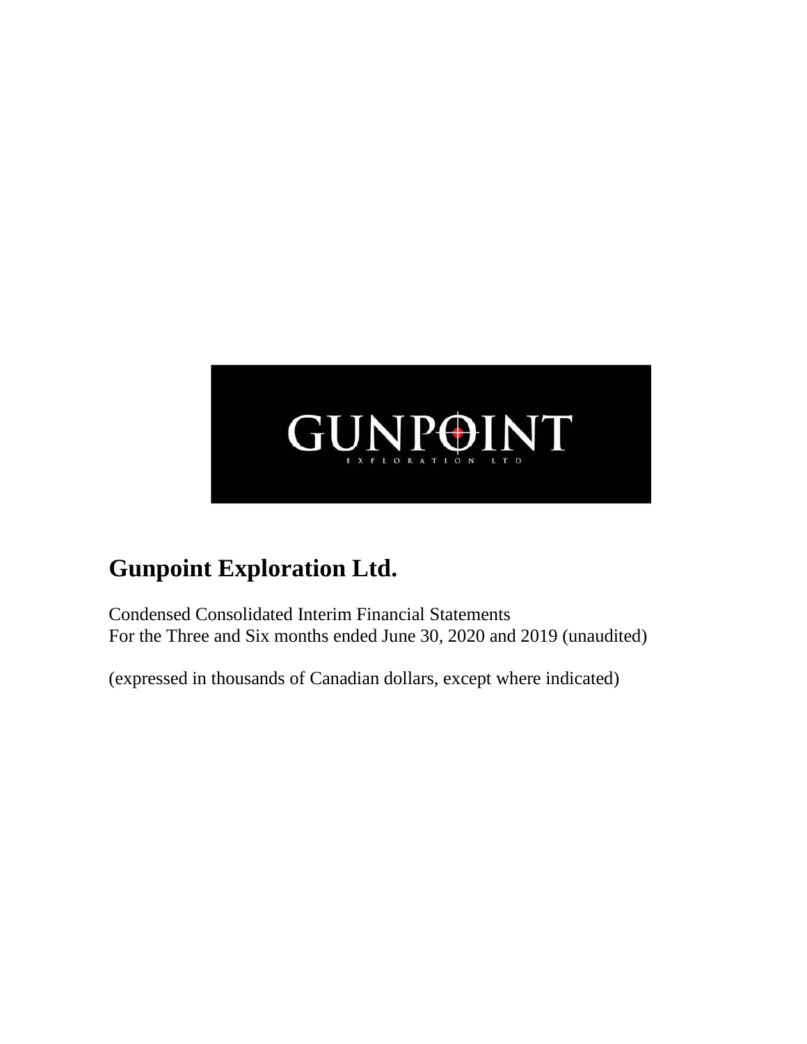GUNPOINT

EXPLORATION LTD

# Gunpoint Exploration Ltd.

Condensed Consolidated Interim Financial Statements
For the Three and Six months ended June 30, 2020 and 2019 (unaudited)

(expressed in thousands of Canadian dollars, except where indicated)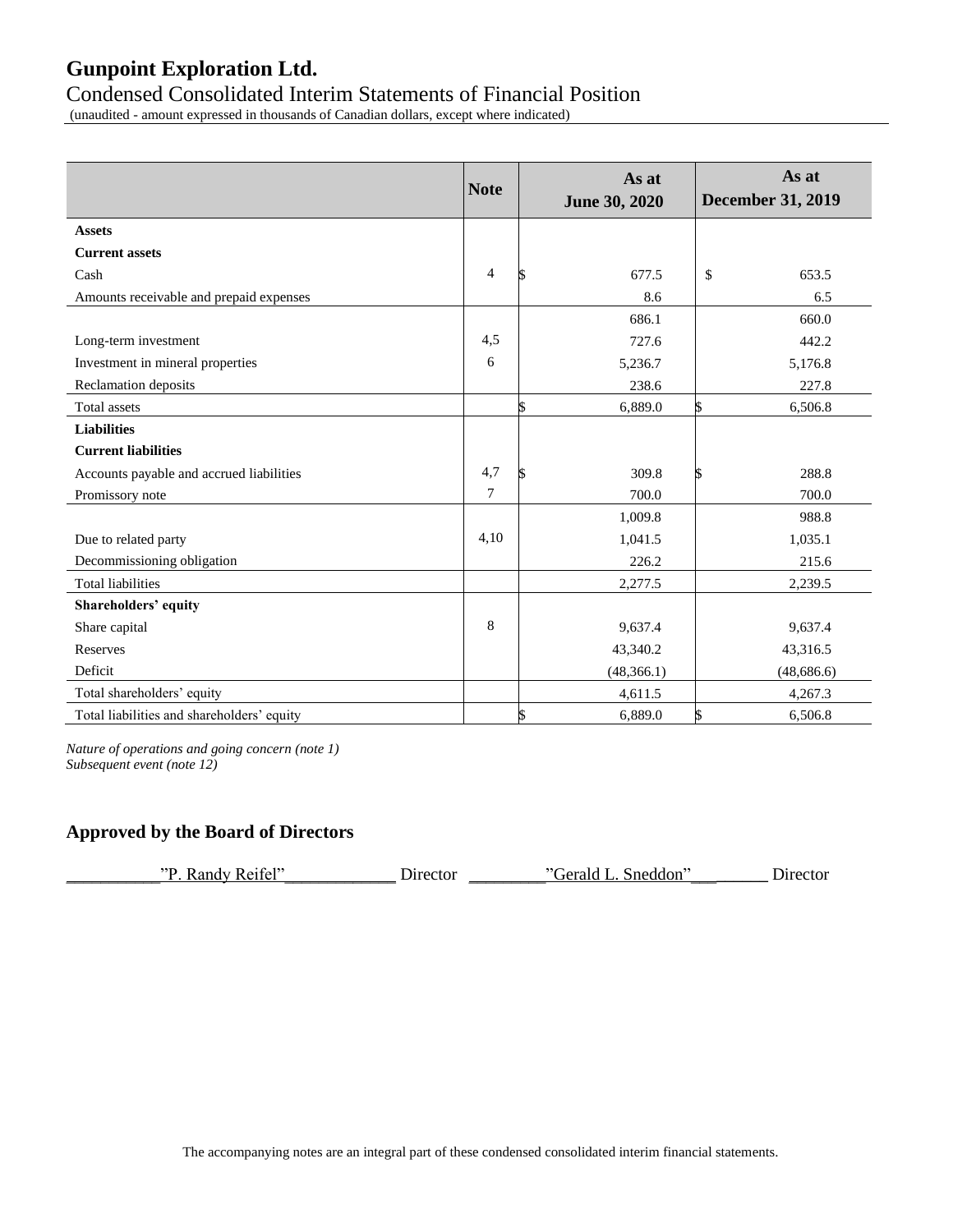# Gunpoint Exploration Ltd.

## Condensed Consolidated Interim Statements of Financial Position

(unaudited - amount expressed in thousands of Canadian dollars, except where indicated)

| | Note | As at June 30, 2020 | As at December 31, 2019 |
|---|---|---|---|
| **Assets** | | | |
| **Current assets** | | | |
| Cash | 4 | $ 677.5 | $ 653.5 |
| Amounts receivable and prepaid expenses | | 8.6 | 6.5 |
| | | 686.1 | 660.0 |
| Long-term investment | 4,5 | 727.6 | 442.2 |
| Investment in mineral properties | 6 | 5,236.7 | 5,176.8 |
| Reclamation deposits | | 238.6 | 227.8 |
| Total assets | | $ 6,889.0 | $ 6,506.8 |
| **Liabilities** | | | |
| **Current liabilities** | | | |
| Accounts payable and accrued liabilities | 4,7 | $ 309.8 | $ 288.8 |
| Promissory note | 7 | 700.0 | 700.0 |
| | | 1,009.8 | 988.8 |
| Due to related party | 4,10 | 1,041.5 | 1,035.1 |
| Decommissioning obligation | | 226.2 | 215.6 |
| Total liabilities | | 2,277.5 | 2,239.5 |
| **Shareholders' equity** | | | |
| Share capital | 8 | 9,637.4 | 9,637.4 |
| Reserves | | 43,340.2 | 43,316.5 |
| Deficit | | (48,366.1) | (48,686.6) |
| Total shareholders' equity | | 4,611.5 | 4,267.3 |
| Total liabilities and shareholders' equity | | $ 6,889.0 | $ 6,506.8 |

*Nature of operations and going concern (note 1)*
*Subsequent event (note 12)*

### Approved by the Board of Directors

"P. Randy Reifel" Director "Gerald L. Sneddon" Director

The accompanying notes are an integral part of these condensed consolidated interim financial statements.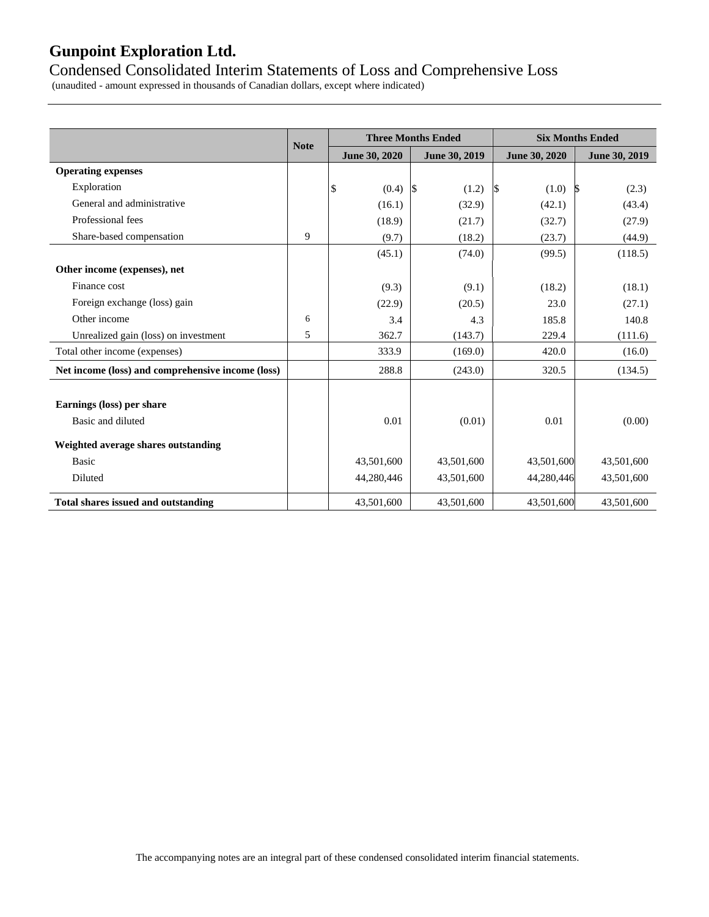# Gunpoint Exploration Ltd.

## Condensed Consolidated Interim Statements of Loss and Comprehensive Loss

(unaudited - amount expressed in thousands of Canadian dollars, except where indicated)

| | Note | Three Months Ended | | Six Months Ended | |
|---|---|---|---|---|---|
| | | June 30, 2020 | June 30, 2019 | June 30, 2020 | June 30, 2019 |
| **Operating expenses** | | | | | |
| Exploration | | $ (0.4) | $ (1.2) | $ (1.0) | $ (2.3) |
| General and administrative | | (16.1) | (32.9) | (42.1) | (43.4) |
| Professional fees | | (18.9) | (21.7) | (32.7) | (27.9) |
| Share-based compensation | 9 | (9.7) | (18.2) | (23.7) | (44.9) |
| | | (45.1) | (74.0) | (99.5) | (118.5) |
| **Other income (expenses), net** | | | | | |
| Finance cost | | (9.3) | (9.1) | (18.2) | (18.1) |
| Foreign exchange (loss) gain | | (22.9) | (20.5) | 23.0 | (27.1) |
| Other income | 6 | 3.4 | 4.3 | 185.8 | 140.8 |
| Unrealized gain (loss) on investment | 5 | 362.7 | (143.7) | 229.4 | (111.6) |
| Total other income (expenses) | | 333.9 | (169.0) | 420.0 | (16.0) |
| **Net income (loss) and comprehensive income (loss)** | | 288.8 | (243.0) | 320.5 | (134.5) |
| **Earnings (loss) per share** | | | | | |
| Basic and diluted | | 0.01 | (0.01) | 0.01 | (0.00) |
| **Weighted average shares outstanding** | | | | | |
| Basic | | 43,501,600 | 43,501,600 | 43,501,600 | 43,501,600 |
| Diluted | | 44,280,446 | 43,501,600 | 44,280,446 | 43,501,600 |
| **Total shares issued and outstanding** | | 43,501,600 | 43,501,600 | 43,501,600 | 43,501,600 |

The accompanying notes are an integral part of these condensed consolidated interim financial statements.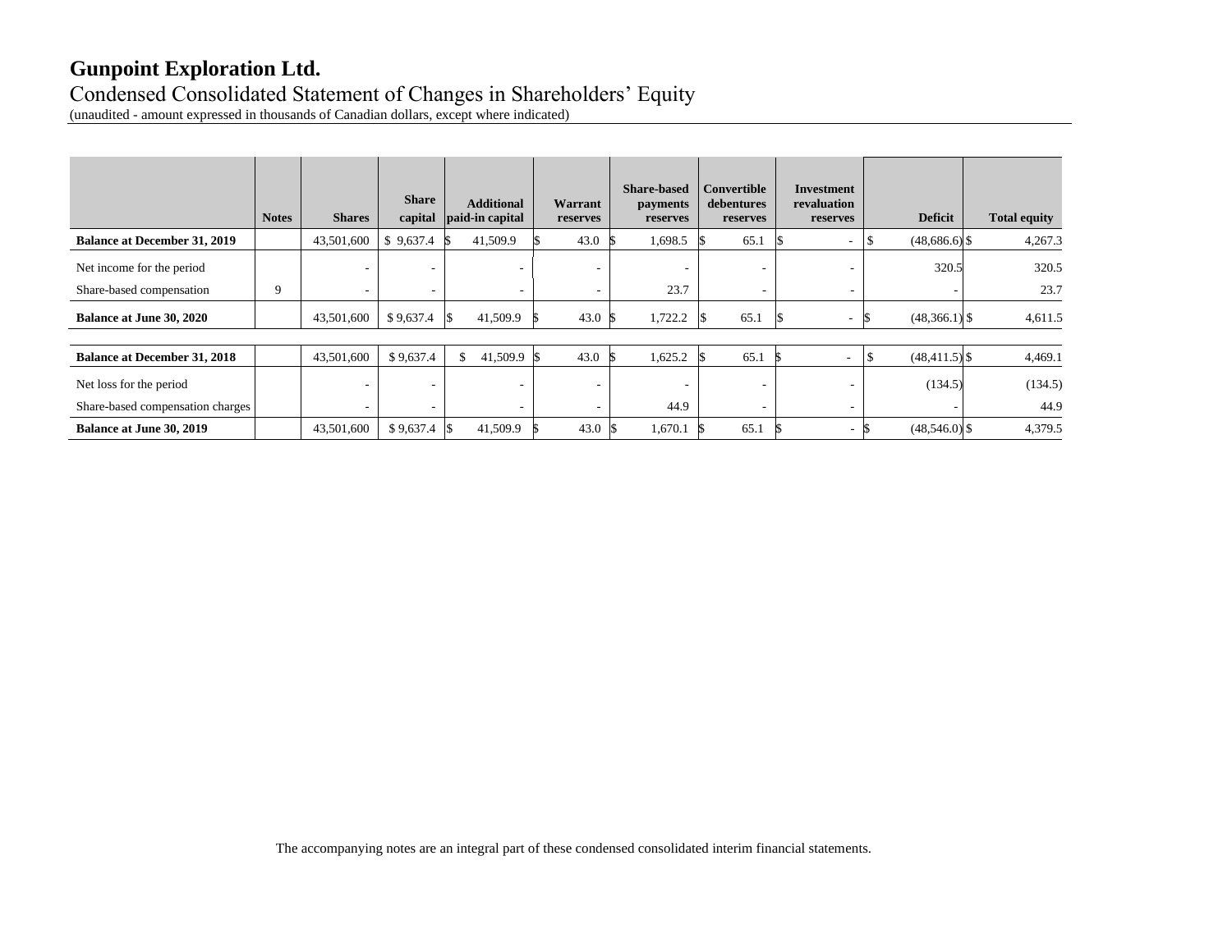# Gunpoint Exploration Ltd.

Condensed Consolidated Statement of Changes in Shareholders' Equity

(unaudited - amount expressed in thousands of Canadian dollars, except where indicated)

| | Notes | Shares | Share capital | Additional paid-in capital | Warrant reserves | Share-based payments reserves | Convertible debentures reserves | Investment revaluation reserves | Deficit | Total equity |
|---|---|---|---|---|---|---|---|---|---|---|
| **Balance at December 31, 2019** | | 43,501,600 | $ 9,637.4 | $ 41,509.9 | $ 43.0 | $ 1,698.5 | $ 65.1 | $ - | $ (48,686.6) | $ 4,267.3 |
| Net income for the period | | - | - | - | - | - | - | - | 320.5 | 320.5 |
| Share-based compensation | 9 | - | - | - | - | 23.7 | - | - | - | 23.7 |
| **Balance at June 30, 2020** | | 43,501,600 | $ 9,637.4 | $ 41,509.9 | $ 43.0 | $ 1,722.2 | $ 65.1 | $ - | $ (48,366.1) | $ 4,611.5 |
| | | | | | | | | | | |
| **Balance at December 31, 2018** | | 43,501,600 | $ 9,637.4 | $ 41,509.9 | $ 43.0 | $ 1,625.2 | $ 65.1 | $ - | $ (48,411.5) | $ 4,469.1 |
| Net loss for the period | | - | - | - | - | - | - | - | (134.5) | (134.5) |
| Share-based compensation charges | | - | - | - | - | 44.9 | - | - | - | 44.9 |
| **Balance at June 30, 2019** | | 43,501,600 | $ 9,637.4 | $ 41,509.9 | $ 43.0 | $ 1,670.1 | $ 65.1 | $ - | $ (48,546.0) | $ 4,379.5 |

The accompanying notes are an integral part of these condensed consolidated interim financial statements.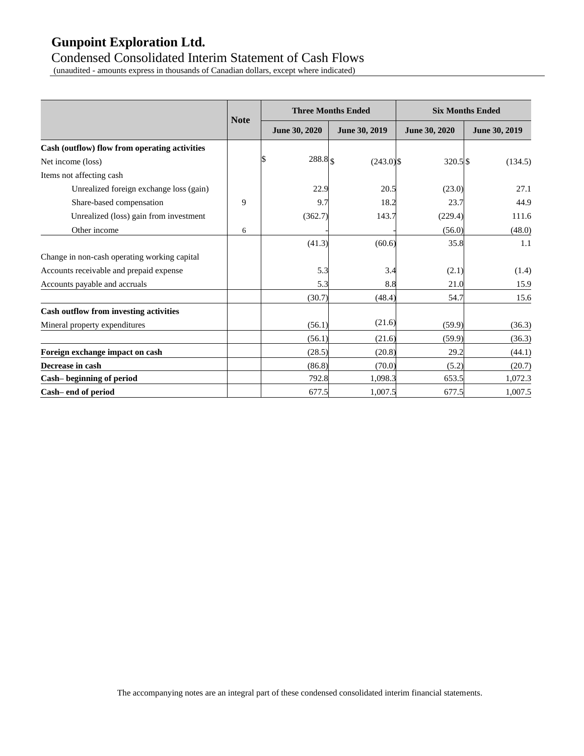# Gunpoint Exploration Ltd.

Condensed Consolidated Interim Statement of Cash Flows

(unaudited - amounts express in thousands of Canadian dollars, except where indicated)

| | Note | Three Months Ended | | Six Months Ended | |
|---|---|---|---|---|---|
| | | June 30, 2020 | June 30, 2019 | June 30, 2020 | June 30, 2019 |
| **Cash (outflow) flow from operating activities** | | | | | |
| Net income (loss) | | $ 288.8 | $ (243.0) | $ 320.5 | $ (134.5) |
| Items not affecting cash | | | | | |
| Unrealized foreign exchange loss (gain) | | 22.9 | 20.5 | (23.0) | 27.1 |
| Share-based compensation | 9 | 9.7 | 18.2 | 23.7 | 44.9 |
| Unrealized (loss) gain from investment | | (362.7) | 143.7 | (229.4) | 111.6 |
| Other income | 6 | - | - | (56.0) | (48.0) |
| | | (41.3) | (60.6) | 35.8 | 1.1 |
| Change in non-cash operating working capital | | | | | |
| Accounts receivable and prepaid expense | | 5.3 | 3.4 | (2.1) | (1.4) |
| Accounts payable and accruals | | 5.3 | 8.8 | 21.0 | 15.9 |
| | | (30.7) | (48.4) | 54.7 | 15.6 |
| **Cash outflow from investing activities** | | | | | |
| Mineral property expenditures | | (56.1) | (21.6) | (59.9) | (36.3) |
| | | (56.1) | (21.6) | (59.9) | (36.3) |
| **Foreign exchange impact on cash** | | (28.5) | (20.8) | 29.2 | (44.1) |
| **Decrease in cash** | | (86.8) | (70.0) | (5.2) | (20.7) |
| **Cash– beginning of period** | | 792.8 | 1,098.3 | 653.5 | 1,072.3 |
| **Cash– end of period** | | 677.5 | 1,007.5 | 677.5 | 1,007.5 |

The accompanying notes are an integral part of these condensed consolidated interim financial statements.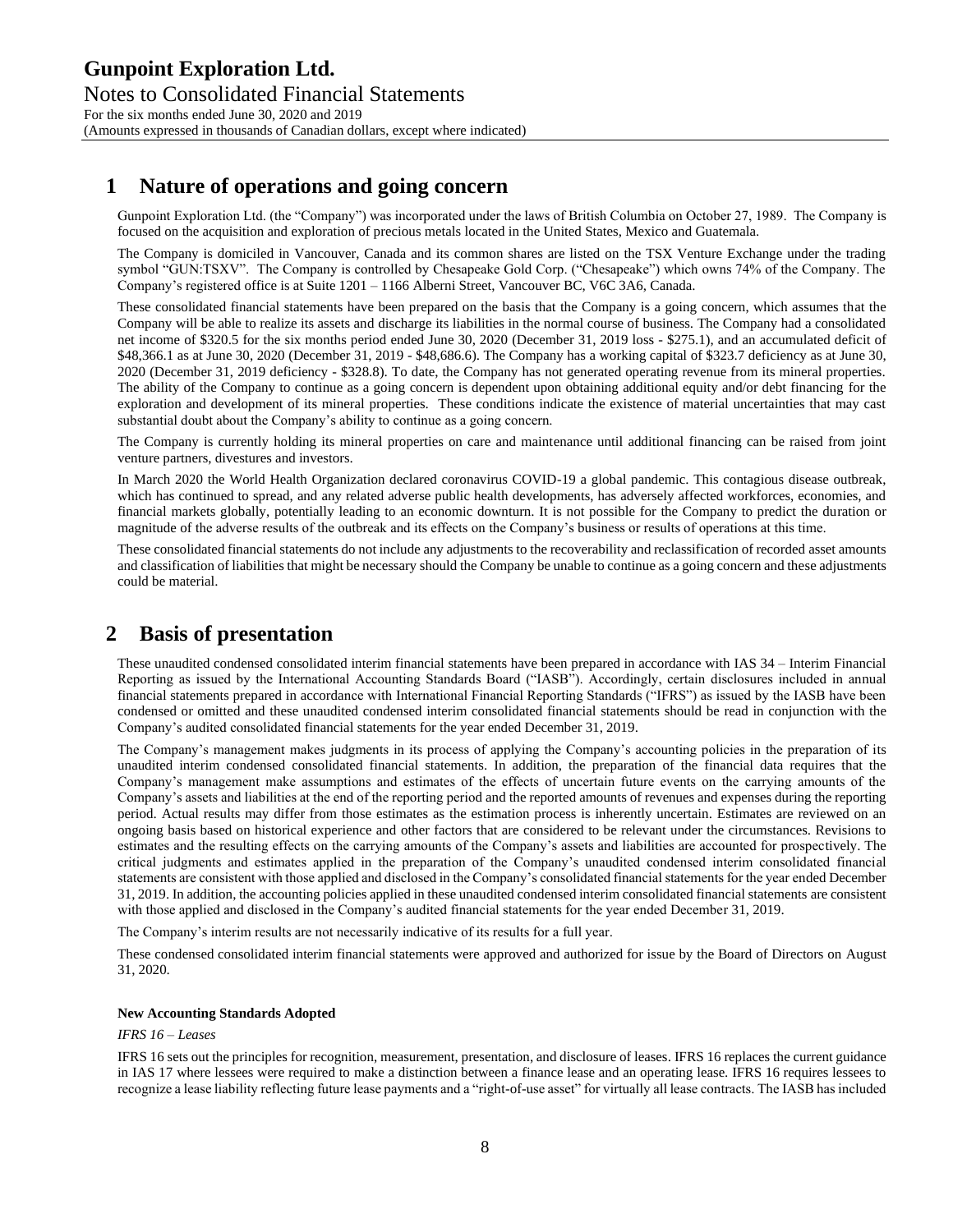# 1 Nature of operations and going concern

Gunpoint Exploration Ltd. (the "Company") was incorporated under the laws of British Columbia on October 27, 1989. The Company is focused on the acquisition and exploration of precious metals located in the United States, Mexico and Guatemala.

The Company is domiciled in Vancouver, Canada and its common shares are listed on the TSX Venture Exchange under the trading symbol "GUN:TSXV". The Company is controlled by Chesapeake Gold Corp. ("Chesapeake") which owns 74% of the Company. The Company's registered office is at Suite 1201 – 1166 Alberni Street, Vancouver BC, V6C 3A6, Canada.

These consolidated financial statements have been prepared on the basis that the Company is a going concern, which assumes that the Company will be able to realize its assets and discharge its liabilities in the normal course of business. The Company had a consolidated net income of $320.5 for the six months period ended June 30, 2020 (December 31, 2019 loss - $275.1), and an accumulated deficit of $48,366.1 as at June 30, 2020 (December 31, 2019 - $48,686.6). The Company has a working capital of $323.7 deficiency as at June 30, 2020 (December 31, 2019 deficiency - $328.8). To date, the Company has not generated operating revenue from its mineral properties. The ability of the Company to continue as a going concern is dependent upon obtaining additional equity and/or debt financing for the exploration and development of its mineral properties. These conditions indicate the existence of material uncertainties that may cast substantial doubt about the Company's ability to continue as a going concern.

The Company is currently holding its mineral properties on care and maintenance until additional financing can be raised from joint venture partners, divestures and investors.

In March 2020 the World Health Organization declared coronavirus COVID-19 a global pandemic. This contagious disease outbreak, which has continued to spread, and any related adverse public health developments, has adversely affected workforces, economies, and financial markets globally, potentially leading to an economic downturn. It is not possible for the Company to predict the duration or magnitude of the adverse results of the outbreak and its effects on the Company's business or results of operations at this time.

These consolidated financial statements do not include any adjustments to the recoverability and reclassification of recorded asset amounts and classification of liabilities that might be necessary should the Company be unable to continue as a going concern and these adjustments could be material.

# 2 Basis of presentation

These unaudited condensed consolidated interim financial statements have been prepared in accordance with IAS 34 – Interim Financial Reporting as issued by the International Accounting Standards Board ("IASB"). Accordingly, certain disclosures included in annual financial statements prepared in accordance with International Financial Reporting Standards ("IFRS") as issued by the IASB have been condensed or omitted and these unaudited condensed interim consolidated financial statements should be read in conjunction with the Company's audited consolidated financial statements for the year ended December 31, 2019.

The Company's management makes judgments in its process of applying the Company's accounting policies in the preparation of its unaudited interim condensed consolidated financial statements. In addition, the preparation of the financial data requires that the Company's management make assumptions and estimates of the effects of uncertain future events on the carrying amounts of the Company's assets and liabilities at the end of the reporting period and the reported amounts of revenues and expenses during the reporting period. Actual results may differ from those estimates as the estimation process is inherently uncertain. Estimates are reviewed on an ongoing basis based on historical experience and other factors that are considered to be relevant under the circumstances. Revisions to estimates and the resulting effects on the carrying amounts of the Company's assets and liabilities are accounted for prospectively. The critical judgments and estimates applied in the preparation of the Company's unaudited condensed interim consolidated financial statements are consistent with those applied and disclosed in the Company's consolidated financial statements for the year ended December 31, 2019. In addition, the accounting policies applied in these unaudited condensed interim consolidated financial statements are consistent with those applied and disclosed in the Company's audited financial statements for the year ended December 31, 2019.

The Company's interim results are not necessarily indicative of its results for a full year.

These condensed consolidated interim financial statements were approved and authorized for issue by the Board of Directors on August 31, 2020.

**New Accounting Standards Adopted**

*IFRS 16 – Leases*

IFRS 16 sets out the principles for recognition, measurement, presentation, and disclosure of leases. IFRS 16 replaces the current guidance in IAS 17 where lessees were required to make a distinction between a finance lease and an operating lease. IFRS 16 requires lessees to recognize a lease liability reflecting future lease payments and a "right-of-use asset" for virtually all lease contracts. The IASB has included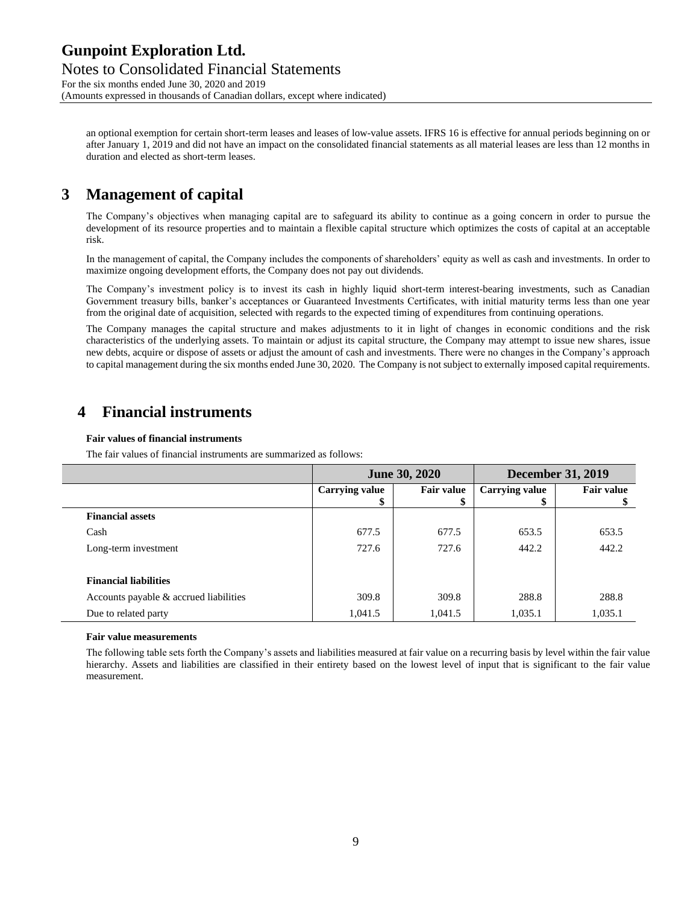an optional exemption for certain short-term leases and leases of low-value assets. IFRS 16 is effective for annual periods beginning on or after January 1, 2019 and did not have an impact on the consolidated financial statements as all material leases are less than 12 months in duration and elected as short-term leases.

# 3 Management of capital

The Company's objectives when managing capital are to safeguard its ability to continue as a going concern in order to pursue the development of its resource properties and to maintain a flexible capital structure which optimizes the costs of capital at an acceptable risk.

In the management of capital, the Company includes the components of shareholders' equity as well as cash and investments. In order to maximize ongoing development efforts, the Company does not pay out dividends.

The Company's investment policy is to invest its cash in highly liquid short-term interest-bearing investments, such as Canadian Government treasury bills, banker's acceptances or Guaranteed Investments Certificates, with initial maturity terms less than one year from the original date of acquisition, selected with regards to the expected timing of expenditures from continuing operations.

The Company manages the capital structure and makes adjustments to it in light of changes in economic conditions and the risk characteristics of the underlying assets. To maintain or adjust its capital structure, the Company may attempt to issue new shares, issue new debts, acquire or dispose of assets or adjust the amount of cash and investments. There were no changes in the Company's approach to capital management during the six months ended June 30, 2020. The Company is not subject to externally imposed capital requirements.

# 4 Financial instruments

**Fair values of financial instruments**

The fair values of financial instruments are summarized as follows:

| | June 30, 2020 | | December 31, 2019 | |
|---|---|---|---|---|
| | Carrying value $ | Fair value $ | Carrying value $ | Fair value $ |
| **Financial assets** | | | | |
| Cash | 677.5 | 677.5 | 653.5 | 653.5 |
| Long-term investment | 727.6 | 727.6 | 442.2 | 442.2 |
| **Financial liabilities** | | | | |
| Accounts payable & accrued liabilities | 309.8 | 309.8 | 288.8 | 288.8 |
| Due to related party | 1,041.5 | 1,041.5 | 1,035.1 | 1,035.1 |

**Fair value measurements**

The following table sets forth the Company's assets and liabilities measured at fair value on a recurring basis by level within the fair value hierarchy. Assets and liabilities are classified in their entirety based on the lowest level of input that is significant to the fair value measurement.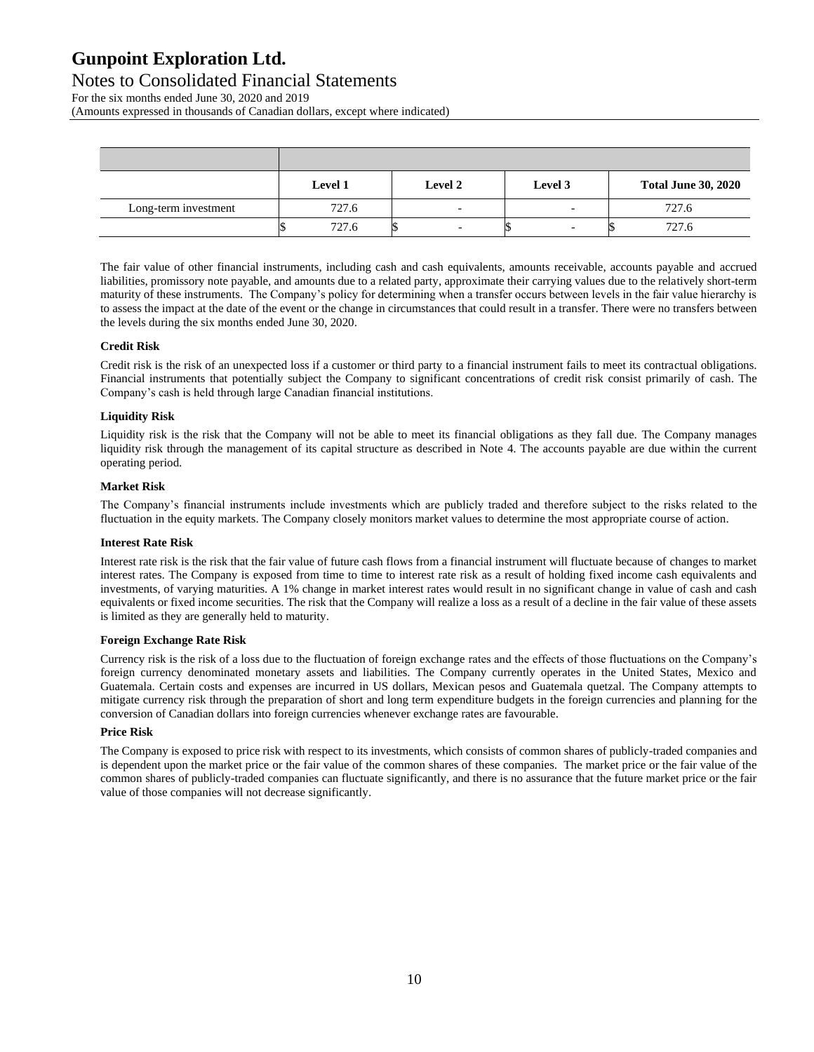| | Level 1 | Level 2 | Level 3 | Total June 30, 2020 |
|---|---|---|---|---|
| Long-term investment | 727.6 | - | - | 727.6 |
| | $ 727.6 | $ - | $ - | $ 727.6 |

The fair value of other financial instruments, including cash and cash equivalents, amounts receivable, accounts payable and accrued liabilities, promissory note payable, and amounts due to a related party, approximate their carrying values due to the relatively short-term maturity of these instruments. The Company's policy for determining when a transfer occurs between levels in the fair value hierarchy is to assess the impact at the date of the event or the change in circumstances that could result in a transfer. There were no transfers between the levels during the six months ended June 30, 2020.

**Credit Risk**

Credit risk is the risk of an unexpected loss if a customer or third party to a financial instrument fails to meet its contractual obligations. Financial instruments that potentially subject the Company to significant concentrations of credit risk consist primarily of cash. The Company's cash is held through large Canadian financial institutions.

**Liquidity Risk**

Liquidity risk is the risk that the Company will not be able to meet its financial obligations as they fall due. The Company manages liquidity risk through the management of its capital structure as described in Note 4. The accounts payable are due within the current operating period.

**Market Risk**

The Company's financial instruments include investments which are publicly traded and therefore subject to the risks related to the fluctuation in the equity markets. The Company closely monitors market values to determine the most appropriate course of action.

**Interest Rate Risk**

Interest rate risk is the risk that the fair value of future cash flows from a financial instrument will fluctuate because of changes to market interest rates. The Company is exposed from time to time to interest rate risk as a result of holding fixed income cash equivalents and investments, of varying maturities. A 1% change in market interest rates would result in no significant change in value of cash and cash equivalents or fixed income securities. The risk that the Company will realize a loss as a result of a decline in the fair value of these assets is limited as they are generally held to maturity.

**Foreign Exchange Rate Risk**

Currency risk is the risk of a loss due to the fluctuation of foreign exchange rates and the effects of those fluctuations on the Company's foreign currency denominated monetary assets and liabilities. The Company currently operates in the United States, Mexico and Guatemala. Certain costs and expenses are incurred in US dollars, Mexican pesos and Guatemala quetzal. The Company attempts to mitigate currency risk through the preparation of short and long term expenditure budgets in the foreign currencies and planning for the conversion of Canadian dollars into foreign currencies whenever exchange rates are favourable.

**Price Risk**

The Company is exposed to price risk with respect to its investments, which consists of common shares of publicly-traded companies and is dependent upon the market price or the fair value of the common shares of these companies. The market price or the fair value of the common shares of publicly-traded companies can fluctuate significantly, and there is no assurance that the future market price or the fair value of those companies will not decrease significantly.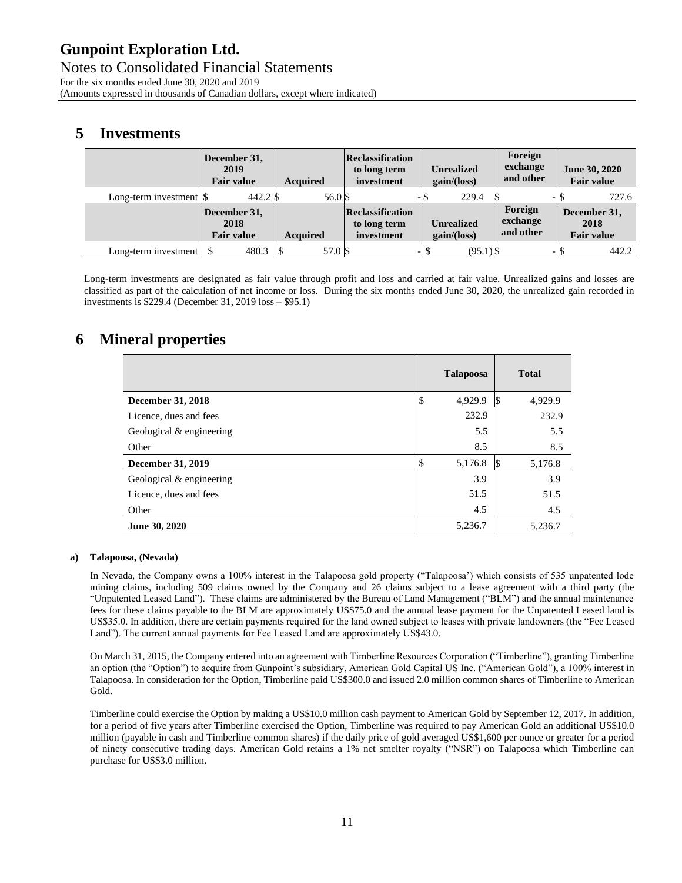# Gunpoint Exploration Ltd.

Notes to Consolidated Financial Statements

For the six months ended June 30, 2020 and 2019

(Amounts expressed in thousands of Canadian dollars, except where indicated)

## 5 Investments

| | December 31, 2019 Fair value | Acquired | Reclassification to long term investment | Unrealized gain/(loss) | Foreign exchange and other | June 30, 2020 Fair value |
|---|---|---|---|---|---|---|
| Long-term investment | $ 442.2 | $ 56.0 | $ - | $ 229.4 | $ - | $ 727.6 |
| | **December 31, 2018 Fair value** | **Acquired** | **Reclassification to long term investment** | **Unrealized gain/(loss)** | **Foreign exchange and other** | **December 31, 2018 Fair value** |
| Long-term investment | $ 480.3 | $ 57.0 | $ - | $ (95.1) | $ - | $ 442.2 |

Long-term investments are designated as fair value through profit and loss and carried at fair value. Unrealized gains and losses are classified as part of the calculation of net income or loss. During the six months ended June 30, 2020, the unrealized gain recorded in investments is $229.4 (December 31, 2019 loss – $95.1)

## 6 Mineral properties

| | Talapoosa | Total |
|---|---|---|
| **December 31, 2018** | $ 4,929.9 | $ 4,929.9 |
| Licence, dues and fees | 232.9 | 232.9 |
| Geological & engineering | 5.5 | 5.5 |
| Other | 8.5 | 8.5 |
| **December 31, 2019** | $ 5,176.8 | $ 5,176.8 |
| Geological & engineering | 3.9 | 3.9 |
| Licence, dues and fees | 51.5 | 51.5 |
| Other | 4.5 | 4.5 |
| **June 30, 2020** | 5,236.7 | 5,236.7 |

#### a) Talapoosa, (Nevada)

In Nevada, the Company owns a 100% interest in the Talapoosa gold property ("Talapoosa') which consists of 535 unpatented lode mining claims, including 509 claims owned by the Company and 26 claims subject to a lease agreement with a third party (the "Unpatented Leased Land"). These claims are administered by the Bureau of Land Management ("BLM") and the annual maintenance fees for these claims payable to the BLM are approximately US$75.0 and the annual lease payment for the Unpatented Leased land is US$35.0. In addition, there are certain payments required for the land owned subject to leases with private landowners (the "Fee Leased Land"). The current annual payments for Fee Leased Land are approximately US$43.0.

On March 31, 2015, the Company entered into an agreement with Timberline Resources Corporation ("Timberline"), granting Timberline an option (the "Option") to acquire from Gunpoint's subsidiary, American Gold Capital US Inc. ("American Gold"), a 100% interest in Talapoosa. In consideration for the Option, Timberline paid US$300.0 and issued 2.0 million common shares of Timberline to American Gold.

Timberline could exercise the Option by making a US$10.0 million cash payment to American Gold by September 12, 2017. In addition, for a period of five years after Timberline exercised the Option, Timberline was required to pay American Gold an additional US$10.0 million (payable in cash and Timberline common shares) if the daily price of gold averaged US$1,600 per ounce or greater for a period of ninety consecutive trading days. American Gold retains a 1% net smelter royalty ("NSR") on Talapoosa which Timberline can purchase for US$3.0 million.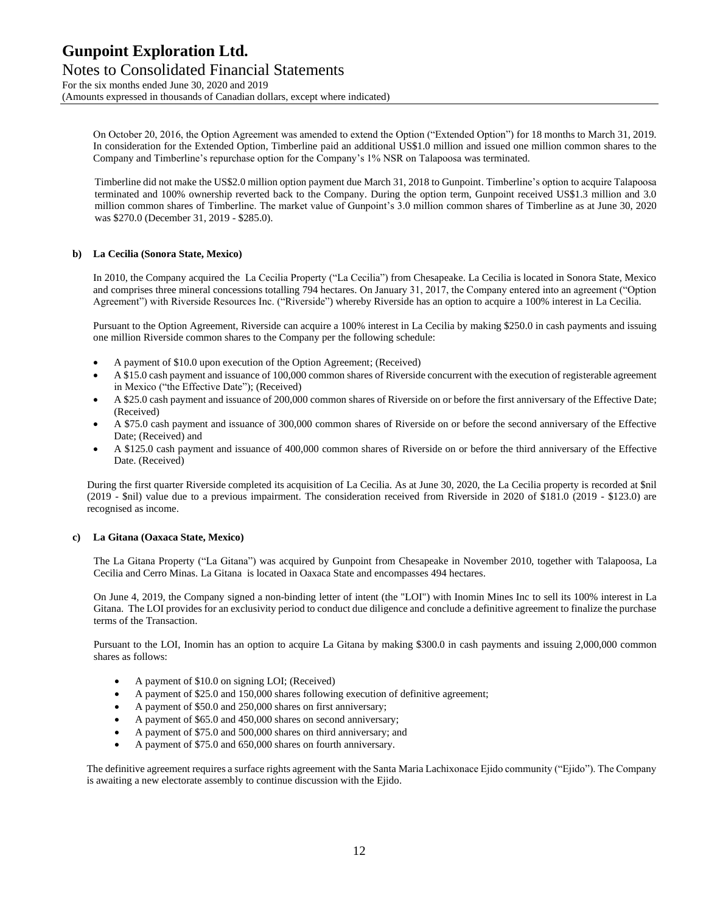On October 20, 2016, the Option Agreement was amended to extend the Option ("Extended Option") for 18 months to March 31, 2019. In consideration for the Extended Option, Timberline paid an additional US$1.0 million and issued one million common shares to the Company and Timberline's repurchase option for the Company's 1% NSR on Talapoosa was terminated.

Timberline did not make the US$2.0 million option payment due March 31, 2018 to Gunpoint. Timberline's option to acquire Talapoosa terminated and 100% ownership reverted back to the Company. During the option term, Gunpoint received US$1.3 million and 3.0 million common shares of Timberline. The market value of Gunpoint's 3.0 million common shares of Timberline as at June 30, 2020 was $270.0 (December 31, 2019 - $285.0).

**b) La Cecilia (Sonora State, Mexico)**

In 2010, the Company acquired the La Cecilia Property ("La Cecilia") from Chesapeake. La Cecilia is located in Sonora State, Mexico and comprises three mineral concessions totalling 794 hectares. On January 31, 2017, the Company entered into an agreement ("Option Agreement") with Riverside Resources Inc. ("Riverside") whereby Riverside has an option to acquire a 100% interest in La Cecilia.

Pursuant to the Option Agreement, Riverside can acquire a 100% interest in La Cecilia by making $250.0 in cash payments and issuing one million Riverside common shares to the Company per the following schedule:

- A payment of $10.0 upon execution of the Option Agreement; (Received)
- A $15.0 cash payment and issuance of 100,000 common shares of Riverside concurrent with the execution of registerable agreement in Mexico ("the Effective Date"); (Received)
- A $25.0 cash payment and issuance of 200,000 common shares of Riverside on or before the first anniversary of the Effective Date; (Received)
- A $75.0 cash payment and issuance of 300,000 common shares of Riverside on or before the second anniversary of the Effective Date; (Received) and
- A $125.0 cash payment and issuance of 400,000 common shares of Riverside on or before the third anniversary of the Effective Date. (Received)

During the first quarter Riverside completed its acquisition of La Cecilia. As at June 30, 2020, the La Cecilia property is recorded at $nil (2019 - $nil) value due to a previous impairment. The consideration received from Riverside in 2020 of $181.0 (2019 - $123.0) are recognised as income.

**c) La Gitana (Oaxaca State, Mexico)**

The La Gitana Property ("La Gitana") was acquired by Gunpoint from Chesapeake in November 2010, together with Talapoosa, La Cecilia and Cerro Minas. La Gitana is located in Oaxaca State and encompasses 494 hectares.

On June 4, 2019, the Company signed a non-binding letter of intent (the "LOI") with Inomin Mines Inc to sell its 100% interest in La Gitana. The LOI provides for an exclusivity period to conduct due diligence and conclude a definitive agreement to finalize the purchase terms of the Transaction.

Pursuant to the LOI, Inomin has an option to acquire La Gitana by making $300.0 in cash payments and issuing 2,000,000 common shares as follows:

- A payment of $10.0 on signing LOI; (Received)
- A payment of $25.0 and 150,000 shares following execution of definitive agreement;
- A payment of $50.0 and 250,000 shares on first anniversary;
- A payment of $65.0 and 450,000 shares on second anniversary;
- A payment of $75.0 and 500,000 shares on third anniversary; and
- A payment of $75.0 and 650,000 shares on fourth anniversary.

The definitive agreement requires a surface rights agreement with the Santa Maria Lachixonace Ejido community ("Ejido"). The Company is awaiting a new electorate assembly to continue discussion with the Ejido.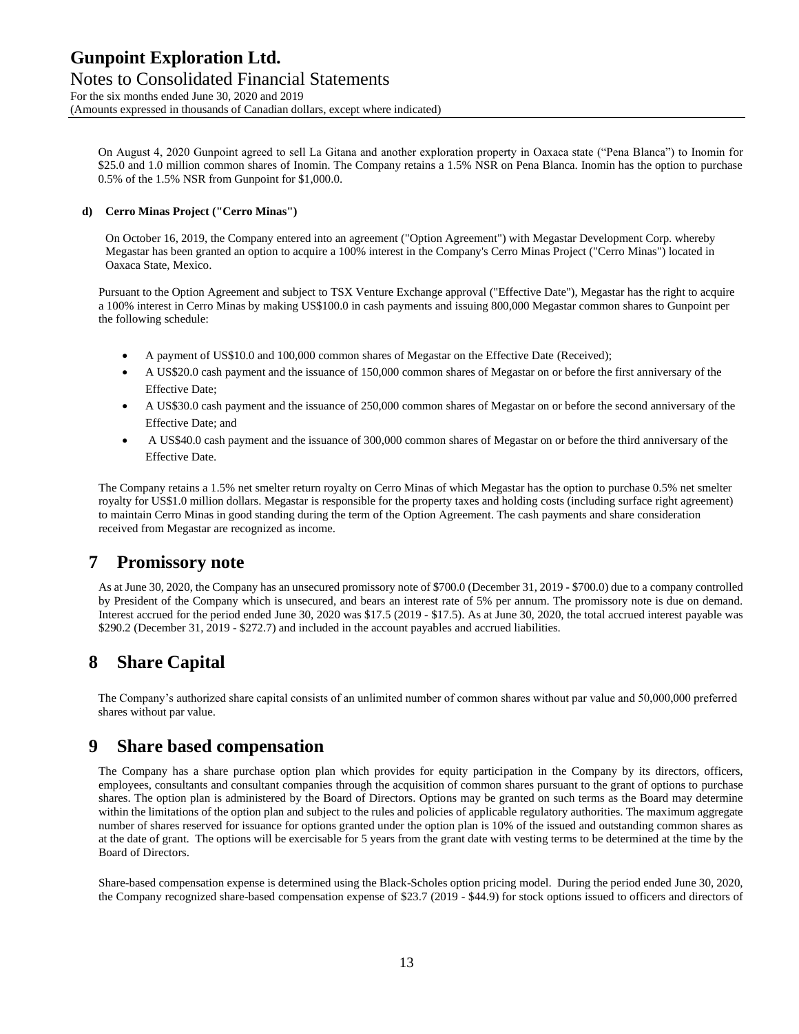On August 4, 2020 Gunpoint agreed to sell La Gitana and another exploration property in Oaxaca state ("Pena Blanca") to Inomin for $25.0 and 1.0 million common shares of Inomin. The Company retains a 1.5% NSR on Pena Blanca. Inomin has the option to purchase 0.5% of the 1.5% NSR from Gunpoint for $1,000.0.

**d) Cerro Minas Project ("Cerro Minas")**

On October 16, 2019, the Company entered into an agreement ("Option Agreement") with Megastar Development Corp. whereby Megastar has been granted an option to acquire a 100% interest in the Company's Cerro Minas Project ("Cerro Minas") located in Oaxaca State, Mexico.

Pursuant to the Option Agreement and subject to TSX Venture Exchange approval ("Effective Date"), Megastar has the right to acquire a 100% interest in Cerro Minas by making US$100.0 in cash payments and issuing 800,000 Megastar common shares to Gunpoint per the following schedule:

- A payment of US$10.0 and 100,000 common shares of Megastar on the Effective Date (Received);
- A US$20.0 cash payment and the issuance of 150,000 common shares of Megastar on or before the first anniversary of the Effective Date;
- A US$30.0 cash payment and the issuance of 250,000 common shares of Megastar on or before the second anniversary of the Effective Date; and
- A US$40.0 cash payment and the issuance of 300,000 common shares of Megastar on or before the third anniversary of the Effective Date.

The Company retains a 1.5% net smelter return royalty on Cerro Minas of which Megastar has the option to purchase 0.5% net smelter royalty for US$1.0 million dollars. Megastar is responsible for the property taxes and holding costs (including surface right agreement) to maintain Cerro Minas in good standing during the term of the Option Agreement. The cash payments and share consideration received from Megastar are recognized as income.

# 7 Promissory note

As at June 30, 2020, the Company has an unsecured promissory note of $700.0 (December 31, 2019 - $700.0) due to a company controlled by President of the Company which is unsecured, and bears an interest rate of 5% per annum. The promissory note is due on demand. Interest accrued for the period ended June 30, 2020 was $17.5 (2019 - $17.5). As at June 30, 2020, the total accrued interest payable was $290.2 (December 31, 2019 - $272.7) and included in the account payables and accrued liabilities.

# 8 Share Capital

The Company's authorized share capital consists of an unlimited number of common shares without par value and 50,000,000 preferred shares without par value.

# 9 Share based compensation

The Company has a share purchase option plan which provides for equity participation in the Company by its directors, officers, employees, consultants and consultant companies through the acquisition of common shares pursuant to the grant of options to purchase shares. The option plan is administered by the Board of Directors. Options may be granted on such terms as the Board may determine within the limitations of the option plan and subject to the rules and policies of applicable regulatory authorities. The maximum aggregate number of shares reserved for issuance for options granted under the option plan is 10% of the issued and outstanding common shares as at the date of grant. The options will be exercisable for 5 years from the grant date with vesting terms to be determined at the time by the Board of Directors.

Share-based compensation expense is determined using the Black-Scholes option pricing model. During the period ended June 30, 2020, the Company recognized share-based compensation expense of $23.7 (2019 - $44.9) for stock options issued to officers and directors of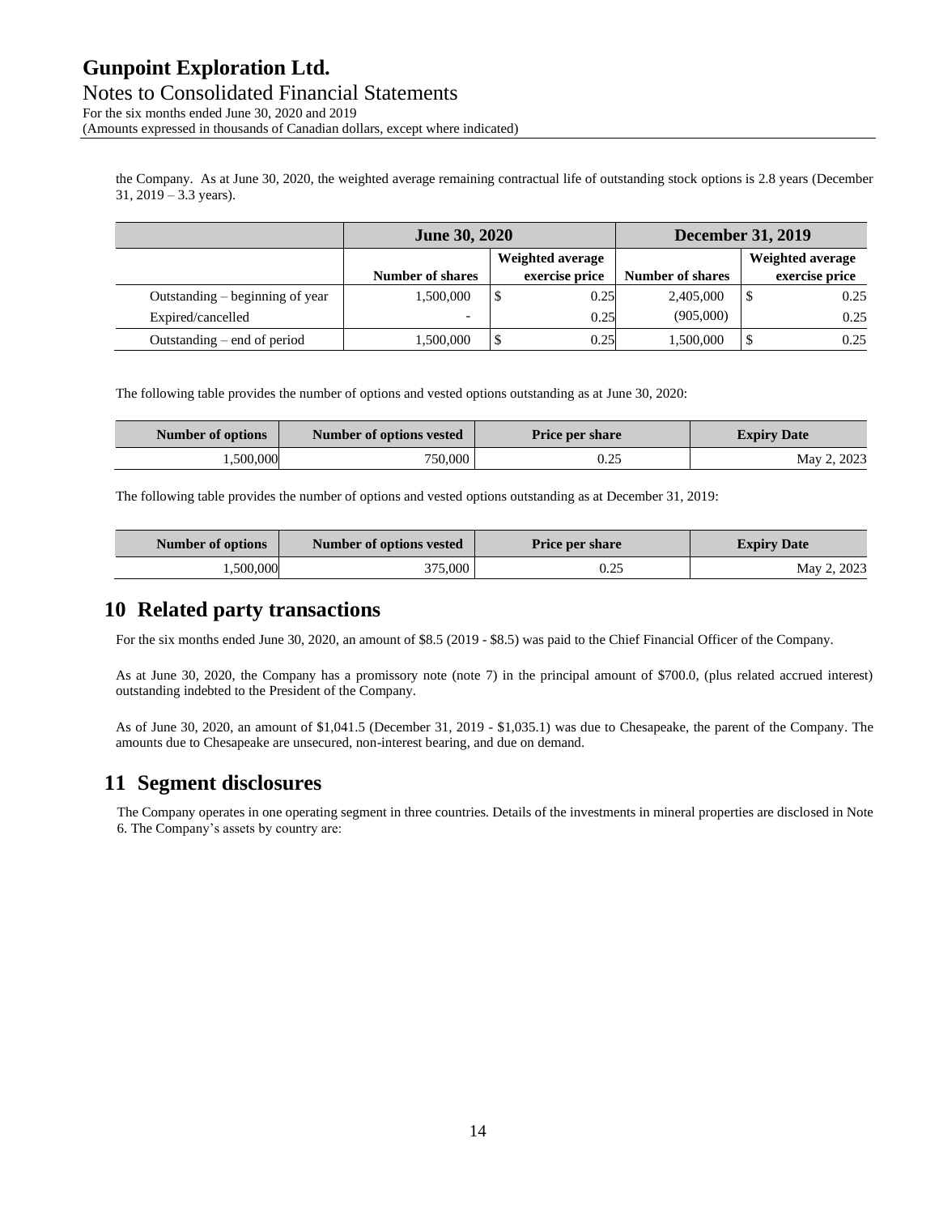the Company. As at June 30, 2020, the weighted average remaining contractual life of outstanding stock options is 2.8 years (December 31, 2019 – 3.3 years).

| | June 30, 2020 | | December 31, 2019 | |
|---|---|---|---|---|
| | Number of shares | Weighted average exercise price | Number of shares | Weighted average exercise price |
| Outstanding – beginning of year | 1,500,000 | $ 0.25 | 2,405,000 | $ 0.25 |
| Expired/cancelled | - | 0.25 | (905,000) | 0.25 |
| Outstanding – end of period | 1,500,000 | $ 0.25 | 1,500,000 | $ 0.25 |

The following table provides the number of options and vested options outstanding as at June 30, 2020:

| Number of options | Number of options vested | Price per share | Expiry Date |
|---|---|---|---|
| 1,500,000 | 750,000 | 0.25 | May 2, 2023 |

The following table provides the number of options and vested options outstanding as at December 31, 2019:

| Number of options | Number of options vested | Price per share | Expiry Date |
|---|---|---|---|
| 1,500,000 | 375,000 | 0.25 | May 2, 2023 |

# 10 Related party transactions

For the six months ended June 30, 2020, an amount of $8.5 (2019 - $8.5) was paid to the Chief Financial Officer of the Company.

As at June 30, 2020, the Company has a promissory note (note 7) in the principal amount of $700.0, (plus related accrued interest) outstanding indebted to the President of the Company.

As of June 30, 2020, an amount of $1,041.5 (December 31, 2019 - $1,035.1) was due to Chesapeake, the parent of the Company. The amounts due to Chesapeake are unsecured, non-interest bearing, and due on demand.

# 11 Segment disclosures

The Company operates in one operating segment in three countries. Details of the investments in mineral properties are disclosed in Note 6. The Company's assets by country are: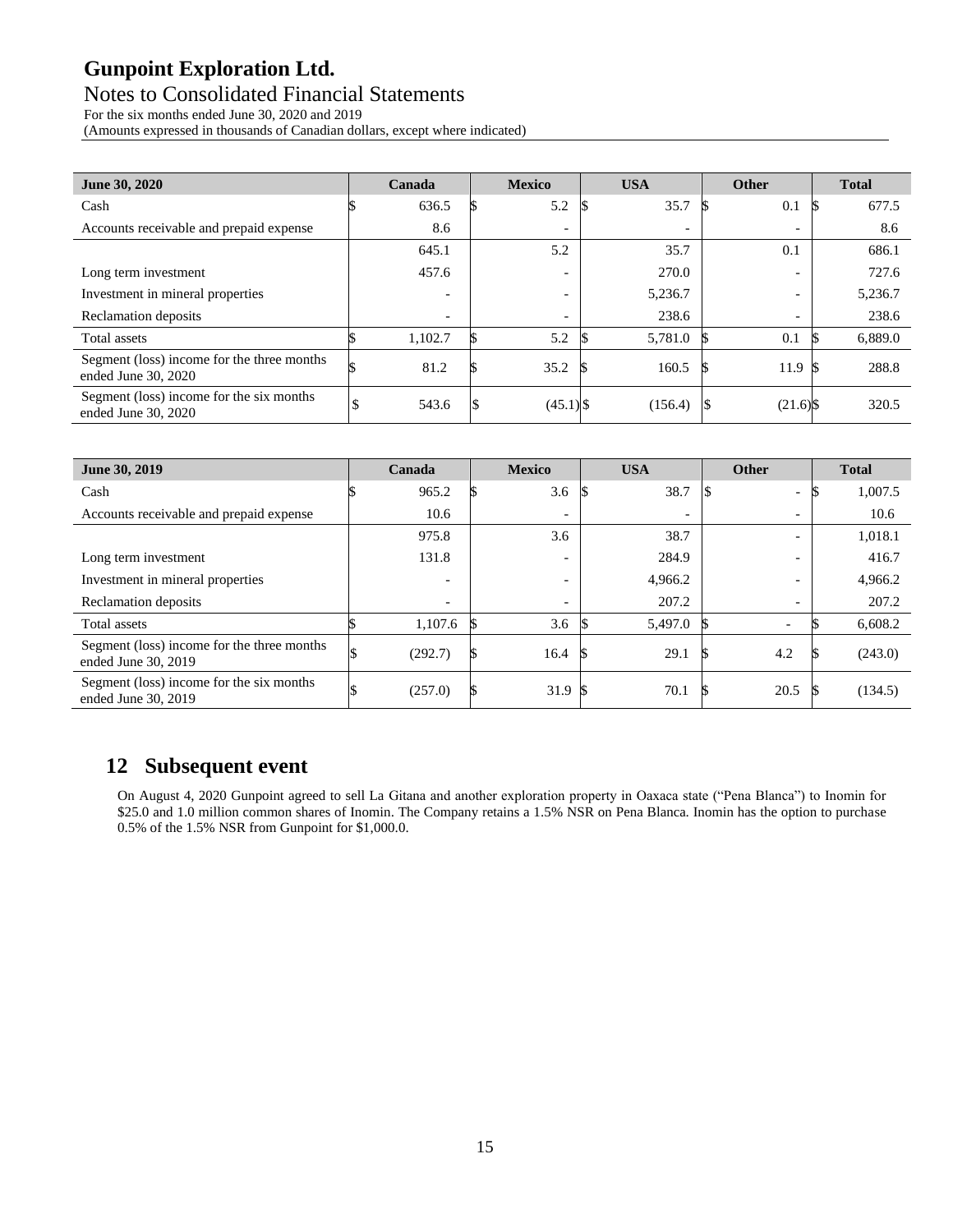| June 30, 2020 | Canada | Mexico | USA | Other | Total |
|---|---|---|---|---|---|
| Cash | $ 636.5 | $ 5.2 | $ 35.7 | $ 0.1 | $ 677.5 |
| Accounts receivable and prepaid expense | 8.6 | - | - | - | 8.6 |
| | 645.1 | 5.2 | 35.7 | 0.1 | 686.1 |
| Long term investment | 457.6 | - | 270.0 | - | 727.6 |
| Investment in mineral properties | - | - | 5,236.7 | - | 5,236.7 |
| Reclamation deposits | - | - | 238.6 | - | 238.6 |
| Total assets | $ 1,102.7 | $ 5.2 | $ 5,781.0 | $ 0.1 | $ 6,889.0 |
| Segment (loss) income for the three months ended June 30, 2020 | $ 81.2 | $ 35.2 | $ 160.5 | $ 11.9 | $ 288.8 |
| Segment (loss) income for the six months ended June 30, 2020 | $ 543.6 | $ (45.1) | $ (156.4) | $ (21.6) | $ 320.5 |

| June 30, 2019 | Canada | Mexico | USA | Other | Total |
|---|---|---|---|---|---|
| Cash | $ 965.2 | $ 3.6 | $ 38.7 | $ - | $ 1,007.5 |
| Accounts receivable and prepaid expense | 10.6 | - | - | - | 10.6 |
| | 975.8 | 3.6 | 38.7 | - | 1,018.1 |
| Long term investment | 131.8 | - | 284.9 | - | 416.7 |
| Investment in mineral properties | - | - | 4,966.2 | - | 4,966.2 |
| Reclamation deposits | - | - | 207.2 | - | 207.2 |
| Total assets | $ 1,107.6 | $ 3.6 | $ 5,497.0 | $ - | $ 6,608.2 |
| Segment (loss) income for the three months ended June 30, 2019 | $ (292.7) | $ 16.4 | $ 29.1 | $ 4.2 | $ (243.0) |
| Segment (loss) income for the six months ended June 30, 2019 | $ (257.0) | $ 31.9 | $ 70.1 | $ 20.5 | $ (134.5) |

## 12 Subsequent event

On August 4, 2020 Gunpoint agreed to sell La Gitana and another exploration property in Oaxaca state ("Pena Blanca") to Inomin for $25.0 and 1.0 million common shares of Inomin. The Company retains a 1.5% NSR on Pena Blanca. Inomin has the option to purchase 0.5% of the 1.5% NSR from Gunpoint for $1,000.0.